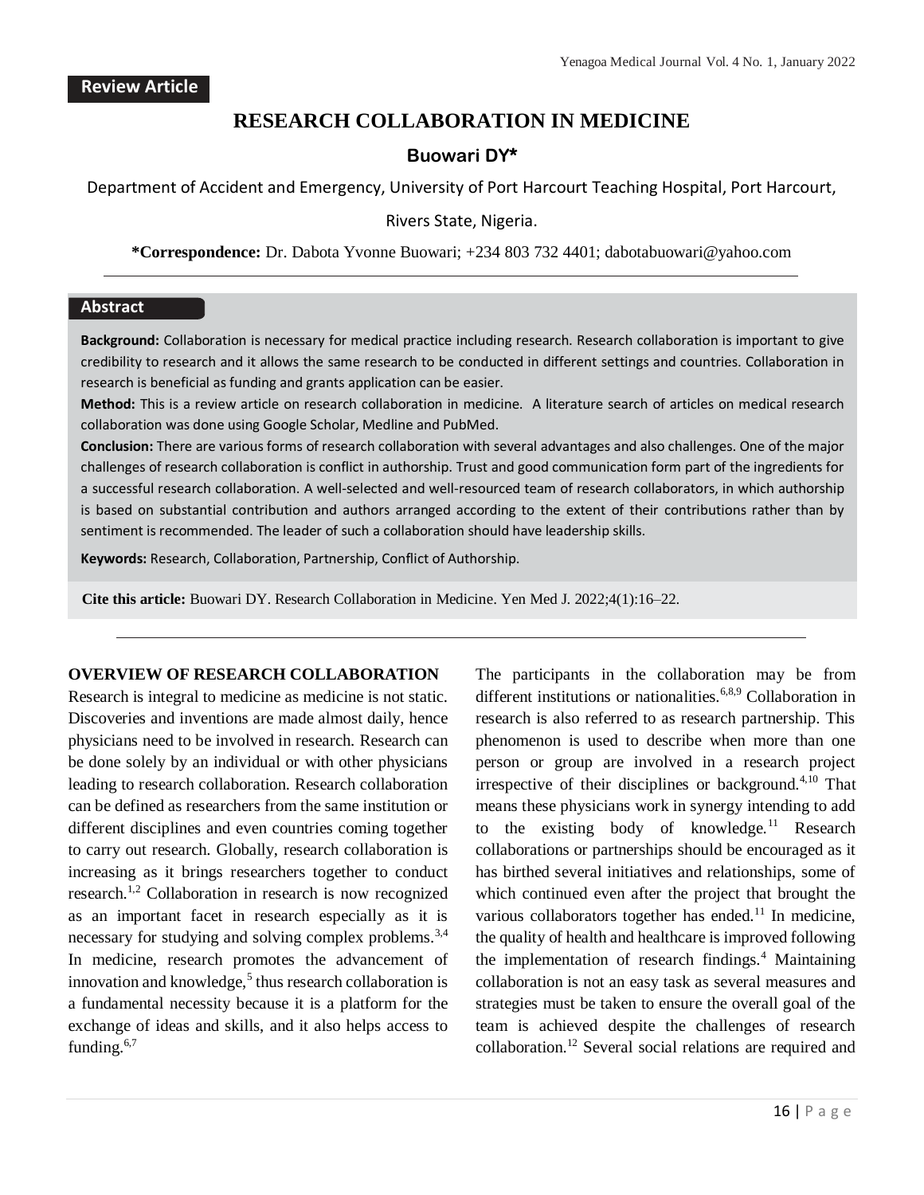**Review Article**

# RESEARCH COLLABORATION IN MEDICINE

**Buowari DY***

Department of Accident and Emergency, University of Port Harcourt Teaching Hospital, Port Harcourt, Rivers State, Nigeria.

***Correspondence:** Dr. Dabota Yvonne Buowari; +234 803 732 4401; dabotabuowari@yahoo.com

## Abstract

**Background:** Collaboration is necessary for medical practice including research. Research collaboration is important to give credibility to research and it allows the same research to be conducted in different settings and countries. Collaboration in research is beneficial as funding and grants application can be easier.

**Method:** This is a review article on research collaboration in medicine. A literature search of articles on medical research collaboration was done using Google Scholar, Medline and PubMed.

**Conclusion:** There are various forms of research collaboration with several advantages and also challenges. One of the major challenges of research collaboration is conflict in authorship. Trust and good communication form part of the ingredients for a successful research collaboration. A well-selected and well-resourced team of research collaborators, in which authorship is based on substantial contribution and authors arranged according to the extent of their contributions rather than by sentiment is recommended. The leader of such a collaboration should have leadership skills.

**Keywords:** Research, Collaboration, Partnership, Conflict of Authorship.

**Cite this article:** Buowari DY. Research Collaboration in Medicine. Yen Med J. 2022;4(1):16–22.

## OVERVIEW OF RESEARCH COLLABORATION

Research is integral to medicine as medicine is not static. Discoveries and inventions are made almost daily, hence physicians need to be involved in research. Research can be done solely by an individual or with other physicians leading to research collaboration. Research collaboration can be defined as researchers from the same institution or different disciplines and even countries coming together to carry out research. Globally, research collaboration is increasing as it brings researchers together to conduct research.[1,2] Collaboration in research is now recognized as an important facet in research especially as it is necessary for studying and solving complex problems.[3,4] In medicine, research promotes the advancement of innovation and knowledge,[5] thus research collaboration is a fundamental necessity because it is a platform for the exchange of ideas and skills, and it also helps access to funding.[6,7] The participants in the collaboration may be from different institutions or nationalities.[6,8,9] Collaboration in research is also referred to as research partnership. This phenomenon is used to describe when more than one person or group are involved in a research project irrespective of their disciplines or background.[4,10] That means these physicians work in synergy intending to add to the existing body of knowledge.[11] Research collaborations or partnerships should be encouraged as it has birthed several initiatives and relationships, some of which continued even after the project that brought the various collaborators together has ended.[11] In medicine, the quality of health and healthcare is improved following the implementation of research findings.[4] Maintaining collaboration is not an easy task as several measures and strategies must be taken to ensure the overall goal of the team is achieved despite the challenges of research collaboration.[12] Several social relations are required and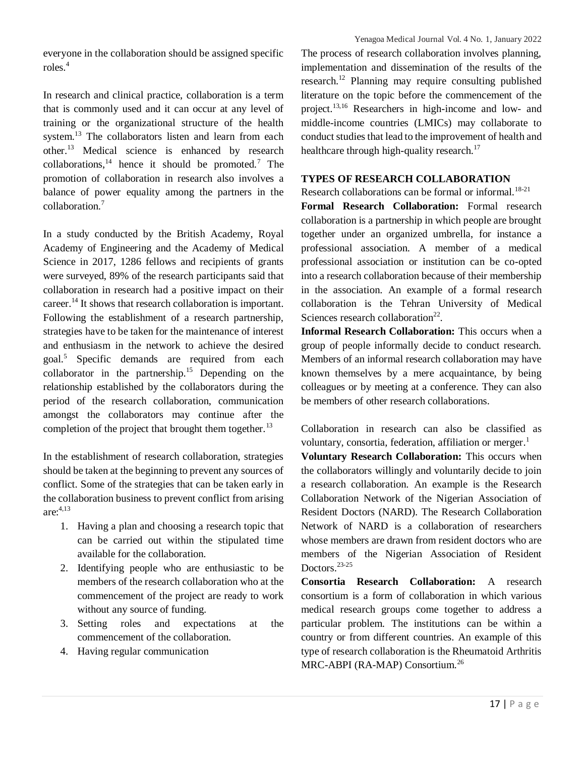everyone in the collaboration should be assigned specific roles.[4]

In research and clinical practice, collaboration is a term that is commonly used and it can occur at any level of training or the organizational structure of the health system.[13] The collaborators listen and learn from each other.[13] Medical science is enhanced by research collaborations,[14] hence it should be promoted.[7] The promotion of collaboration in research also involves a balance of power equality among the partners in the collaboration.[7]

In a study conducted by the British Academy, Royal Academy of Engineering and the Academy of Medical Science in 2017, 1286 fellows and recipients of grants were surveyed, 89% of the research participants said that collaboration in research had a positive impact on their career.[14] It shows that research collaboration is important. Following the establishment of a research partnership, strategies have to be taken for the maintenance of interest and enthusiasm in the network to achieve the desired goal.[5] Specific demands are required from each collaborator in the partnership.[15] Depending on the relationship established by the collaborators during the period of the research collaboration, communication amongst the collaborators may continue after the completion of the project that brought them together.[13]

In the establishment of research collaboration, strategies should be taken at the beginning to prevent any sources of conflict. Some of the strategies that can be taken early in the collaboration business to prevent conflict from arising are:[4,13]

1. Having a plan and choosing a research topic that can be carried out within the stipulated time available for the collaboration.
2. Identifying people who are enthusiastic to be members of the research collaboration who at the commencement of the project are ready to work without any source of funding.
3. Setting roles and expectations at the commencement of the collaboration.
4. Having regular communication

The process of research collaboration involves planning, implementation and dissemination of the results of the research.[12] Planning may require consulting published literature on the topic before the commencement of the project.[13,16] Researchers in high-income and low- and middle-income countries (LMICs) may collaborate to conduct studies that lead to the improvement of health and healthcare through high-quality research.[17]

## TYPES OF RESEARCH COLLABORATION

Research collaborations can be formal or informal.[18-21]

**Formal Research Collaboration:** Formal research collaboration is a partnership in which people are brought together under an organized umbrella, for instance a professional association. A member of a medical professional association or institution can be co-opted into a research collaboration because of their membership in the association. An example of a formal research collaboration is the Tehran University of Medical Sciences research collaboration[22].

**Informal Research Collaboration:** This occurs when a group of people informally decide to conduct research. Members of an informal research collaboration may have known themselves by a mere acquaintance, by being colleagues or by meeting at a conference. They can also be members of other research collaborations.

Collaboration in research can also be classified as voluntary, consortia, federation, affiliation or merger.[1]

**Voluntary Research Collaboration:** This occurs when the collaborators willingly and voluntarily decide to join a research collaboration. An example is the Research Collaboration Network of the Nigerian Association of Resident Doctors (NARD). The Research Collaboration Network of NARD is a collaboration of researchers whose members are drawn from resident doctors who are members of the Nigerian Association of Resident Doctors.[23-25]

**Consortia Research Collaboration:** A research consortium is a form of collaboration in which various medical research groups come together to address a particular problem. The institutions can be within a country or from different countries. An example of this type of research collaboration is the Rheumatoid Arthritis MRC-ABPI (RA-MAP) Consortium.[26]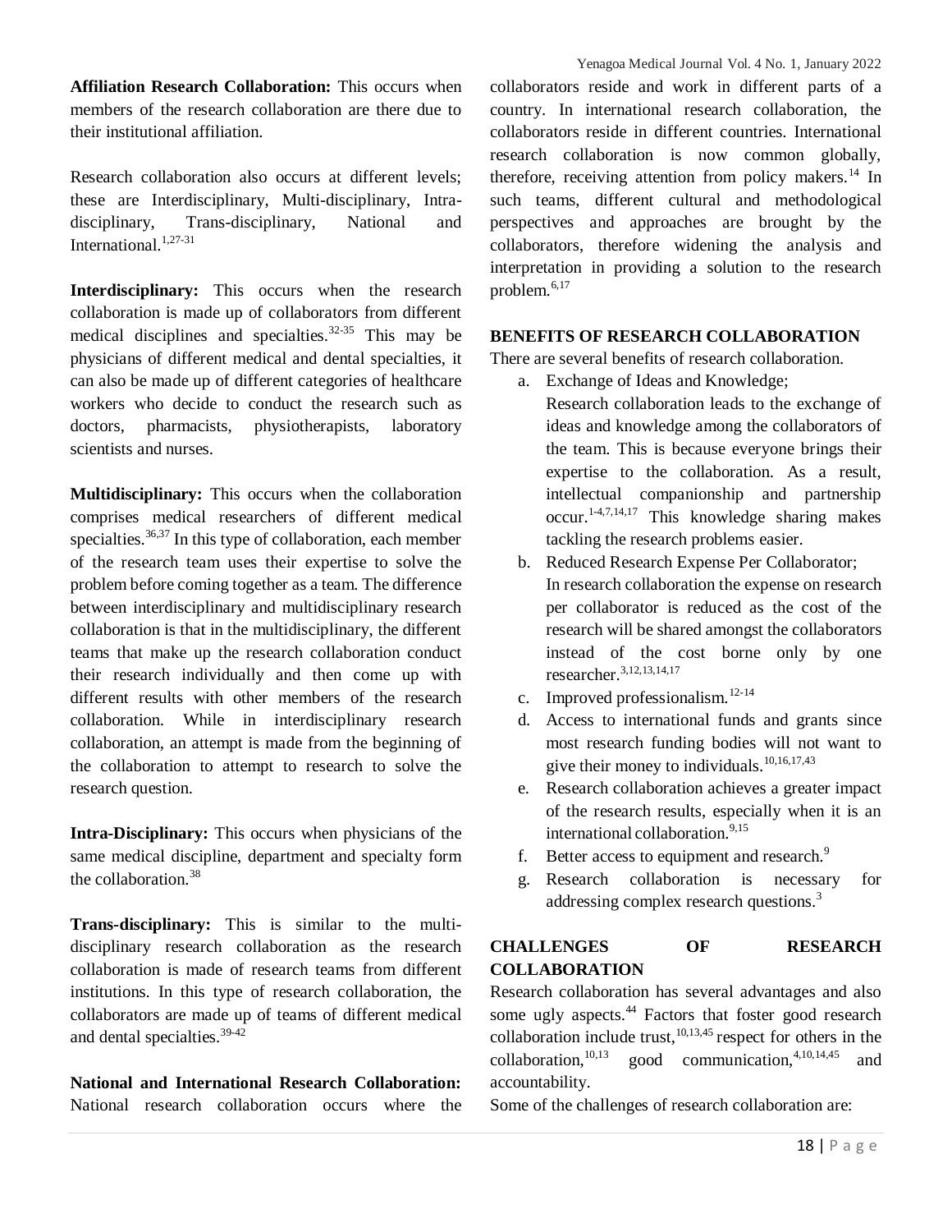**Affiliation Research Collaboration:** This occurs when members of the research collaboration are there due to their institutional affiliation.

Research collaboration also occurs at different levels; these are Interdisciplinary, Multi-disciplinary, Intra-disciplinary, Trans-disciplinary, National and International.[1,27-31]

**Interdisciplinary:** This occurs when the research collaboration is made up of collaborators from different medical disciplines and specialties.[32-35] This may be physicians of different medical and dental specialties, it can also be made up of different categories of healthcare workers who decide to conduct the research such as doctors, pharmacists, physiotherapists, laboratory scientists and nurses.

**Multidisciplinary:** This occurs when the collaboration comprises medical researchers of different medical specialties.[36,37] In this type of collaboration, each member of the research team uses their expertise to solve the problem before coming together as a team. The difference between interdisciplinary and multidisciplinary research collaboration is that in the multidisciplinary, the different teams that make up the research collaboration conduct their research individually and then come up with different results with other members of the research collaboration. While in interdisciplinary research collaboration, an attempt is made from the beginning of the collaboration to attempt to research to solve the research question.

**Intra-Disciplinary:** This occurs when physicians of the same medical discipline, department and specialty form the collaboration.[38]

**Trans-disciplinary:** This is similar to the multi-disciplinary research collaboration as the research collaboration is made of research teams from different institutions. In this type of research collaboration, the collaborators are made up of teams of different medical and dental specialties.[39-42]

**National and International Research Collaboration:** National research collaboration occurs where the collaborators reside and work in different parts of a country. In international research collaboration, the collaborators reside in different countries. International research collaboration is now common globally, therefore, receiving attention from policy makers.[14] In such teams, different cultural and methodological perspectives and approaches are brought by the collaborators, therefore widening the analysis and interpretation in providing a solution to the research problem.[6,17]

## BENEFITS OF RESEARCH COLLABORATION

There are several benefits of research collaboration.

a. Exchange of Ideas and Knowledge;
   Research collaboration leads to the exchange of ideas and knowledge among the collaborators of the team. This is because everyone brings their expertise to the collaboration. As a result, intellectual companionship and partnership occur.[1-4,7,14,17] This knowledge sharing makes tackling the research problems easier.
b. Reduced Research Expense Per Collaborator;
   In research collaboration the expense on research per collaborator is reduced as the cost of the research will be shared amongst the collaborators instead of the cost borne only by one researcher.[3,12,13,14,17]
c. Improved professionalism.[12-14]
d. Access to international funds and grants since most research funding bodies will not want to give their money to individuals.[10,16,17,43]
e. Research collaboration achieves a greater impact of the research results, especially when it is an international collaboration.[9,15]
f. Better access to equipment and research.[9]
g. Research collaboration is necessary for addressing complex research questions.[3]

## CHALLENGES OF RESEARCH COLLABORATION

Research collaboration has several advantages and also some ugly aspects.[44] Factors that foster good research collaboration include trust,[10,13,45] respect for others in the collaboration,[10,13] good communication,[4,10,14,45] and accountability.

Some of the challenges of research collaboration are: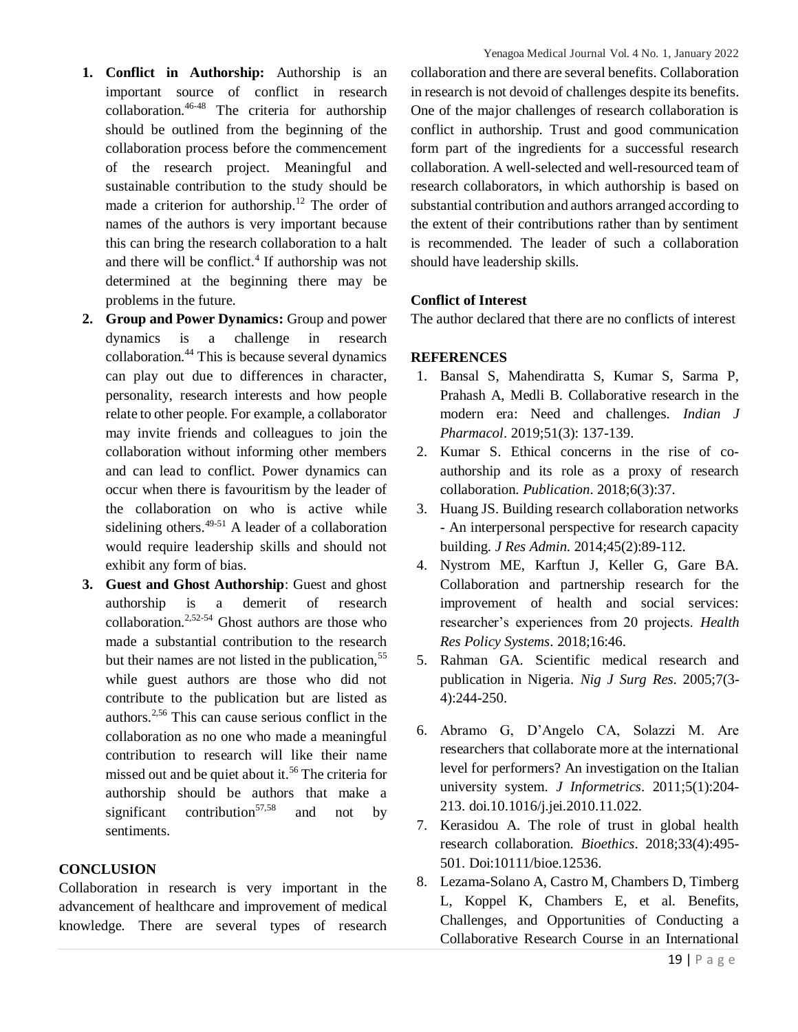1. **Conflict in Authorship:** Authorship is an important source of conflict in research collaboration.[46-48] The criteria for authorship should be outlined from the beginning of the collaboration process before the commencement of the research project. Meaningful and sustainable contribution to the study should be made a criterion for authorship.[12] The order of names of the authors is very important because this can bring the research collaboration to a halt and there will be conflict.[4] If authorship was not determined at the beginning there may be problems in the future.
2. **Group and Power Dynamics:** Group and power dynamics is a challenge in research collaboration.[44] This is because several dynamics can play out due to differences in character, personality, research interests and how people relate to other people. For example, a collaborator may invite friends and colleagues to join the collaboration without informing other members and can lead to conflict. Power dynamics can occur when there is favouritism by the leader of the collaboration on who is active while sidelining others.[49-51] A leader of a collaboration would require leadership skills and should not exhibit any form of bias.
3. **Guest and Ghost Authorship**: Guest and ghost authorship is a demerit of research collaboration.[2,52-54] Ghost authors are those who made a substantial contribution to the research but their names are not listed in the publication,[55] while guest authors are those who did not contribute to the publication but are listed as authors.[2,56] This can cause serious conflict in the collaboration as no one who made a meaningful contribution to research will like their name missed out and be quiet about it.[56] The criteria for authorship should be authors that make a significant contribution[57,58] and not by sentiments.

## CONCLUSION

Collaboration in research is very important in the advancement of healthcare and improvement of medical knowledge. There are several types of research collaboration and there are several benefits. Collaboration in research is not devoid of challenges despite its benefits. One of the major challenges of research collaboration is conflict in authorship. Trust and good communication form part of the ingredients for a successful research collaboration. A well-selected and well-resourced team of research collaborators, in which authorship is based on substantial contribution and authors arranged according to the extent of their contributions rather than by sentiment is recommended. The leader of such a collaboration should have leadership skills.

**Conflict of Interest**

The author declared that there are no conflicts of interest

## REFERENCES

1. Bansal S, Mahendiratta S, Kumar S, Sarma P, Prahash A, Medli B. Collaborative research in the modern era: Need and challenges. *Indian J Pharmacol*. 2019;51(3): 137-139.
2. Kumar S. Ethical concerns in the rise of co-authorship and its role as a proxy of research collaboration. *Publication*. 2018;6(3):37.
3. Huang JS. Building research collaboration networks - An interpersonal perspective for research capacity building. *J Res Admin.* 2014;45(2):89-112.
4. Nystrom ME, Karftun J, Keller G, Gare BA. Collaboration and partnership research for the improvement of health and social services: researcher's experiences from 20 projects. *Health Res Policy Systems*. 2018;16:46.
5. Rahman GA. Scientific medical research and publication in Nigeria. *Nig J Surg Res*. 2005;7(3-4):244-250.
6. Abramo G, D'Angelo CA, Solazzi M. Are researchers that collaborate more at the international level for performers? An investigation on the Italian university system. *J Informetrics*. 2011;5(1):204-213. doi.10.1016/j.jei.2010.11.022.
7. Kerasidou A. The role of trust in global health research collaboration. *Bioethics*. 2018;33(4):495-501. Doi:10111/bioe.12536.
8. Lezama-Solano A, Castro M, Chambers D, Timberg L, Koppel K, Chambers E, et al. Benefits, Challenges, and Opportunities of Conducting a Collaborative Research Course in an International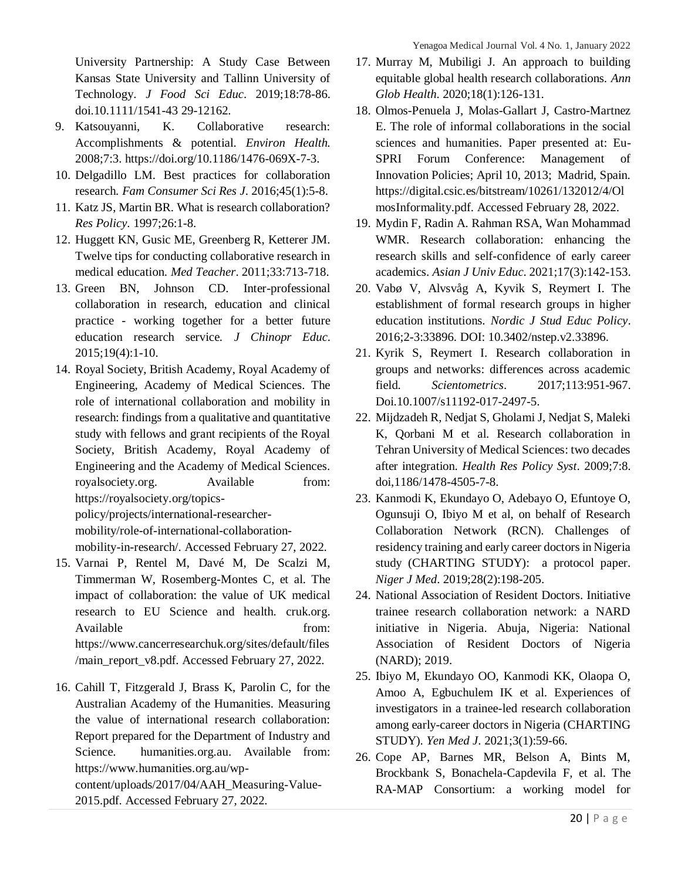University Partnership: A Study Case Between Kansas State University and Tallinn University of Technology. *J Food Sci Educ*. 2019;18:78-86. doi.10.1111/1541-43 29-12162.

9. Katsouyanni, K. Collaborative research: Accomplishments & potential. *Environ Health.* 2008;7:3. https://doi.org/10.1186/1476-069X-7-3.
10. Delgadillo LM. Best practices for collaboration research. *Fam Consumer Sci Res J*. 2016;45(1):5-8.
11. Katz JS, Martin BR. What is research collaboration? *Res Policy*. 1997;26:1-8.
12. Huggett KN, Gusic ME, Greenberg R, Ketterer JM. Twelve tips for conducting collaborative research in medical education. *Med Teacher*. 2011;33:713-718.
13. Green BN, Johnson CD. Inter-professional collaboration in research, education and clinical practice - working together for a better future education research service. *J Chinopr Educ*. 2015;19(4):1-10.
14. Royal Society, British Academy, Royal Academy of Engineering, Academy of Medical Sciences. The role of international collaboration and mobility in research: findings from a qualitative and quantitative study with fellows and grant recipients of the Royal Society, British Academy, Royal Academy of Engineering and the Academy of Medical Sciences. royalsociety.org. Available from: https://royalsociety.org/topics-policy/projects/international-researcher-mobility/role-of-international-collaboration-mobility-in-research/. Accessed February 27, 2022.
15. Varnai P, Rentel M, Davé M, De Scalzi M, Timmerman W, Rosemberg-Montes C, et al. The impact of collaboration: the value of UK medical research to EU Science and health. cruk.org. Available from: https://www.cancerresearchuk.org/sites/default/files/main_report_v8.pdf. Accessed February 27, 2022.
16. Cahill T, Fitzgerald J, Brass K, Parolin C, for the Australian Academy of the Humanities. Measuring the value of international research collaboration: Report prepared for the Department of Industry and Science. humanities.org.au. Available from: https://www.humanities.org.au/wp-content/uploads/2017/04/AAH_Measuring-Value-2015.pdf. Accessed February 27, 2022.
17. Murray M, Mubiligi J. An approach to building equitable global health research collaborations. *Ann Glob Health*. 2020;18(1):126-131.
18. Olmos-Penuela J, Molas-Gallart J, Castro-Martnez E. The role of informal collaborations in the social sciences and humanities. Paper presented at: Eu-SPRI Forum Conference: Management of Innovation Policies; April 10, 2013; Madrid, Spain. https://digital.csic.es/bitstream/10261/132012/4/OlmosInformality.pdf. Accessed February 28, 2022.
19. Mydin F, Radin A. Rahman RSA, Wan Mohammad WMR. Research collaboration: enhancing the research skills and self-confidence of early career academics. *Asian J Univ Educ*. 2021;17(3):142-153.
20. Vabø V, Alvsvåg A, Kyvik S, Reymert I. The establishment of formal research groups in higher education institutions. *Nordic J Stud Educ Policy*. 2016;2-3:33896. DOI: 10.3402/nstep.v2.33896.
21. Kyrik S, Reymert I. Research collaboration in groups and networks: differences across academic field. *Scientometrics*. 2017;113:951-967. Doi.10.1007/s11192-017-2497-5.
22. Mijdzadeh R, Nedjat S, Gholami J, Nedjat S, Maleki K, Qorbani M et al. Research collaboration in Tehran University of Medical Sciences: two decades after integration. *Health Res Policy Syst*. 2009;7:8. doi,1186/1478-4505-7-8.
23. Kanmodi K, Ekundayo O, Adebayo O, Efuntoye O, Ogunsuji O, Ibiyo M et al, on behalf of Research Collaboration Network (RCN). Challenges of residency training and early career doctors in Nigeria study (CHARTING STUDY): a protocol paper. *Niger J Med*. 2019;28(2):198-205.
24. National Association of Resident Doctors. Initiative trainee research collaboration network: a NARD initiative in Nigeria. Abuja, Nigeria: National Association of Resident Doctors of Nigeria (NARD); 2019.
25. Ibiyo M, Ekundayo OO, Kanmodi KK, Olaopa O, Amoo A, Egbuchulem IK et al. Experiences of investigators in a trainee-led research collaboration among early-career doctors in Nigeria (CHARTING STUDY). *Yen Med J*. 2021;3(1):59-66.
26. Cope AP, Barnes MR, Belson A, Bints M, Brockbank S, Bonachela-Capdevila F, et al. The RA-MAP Consortium: a working model for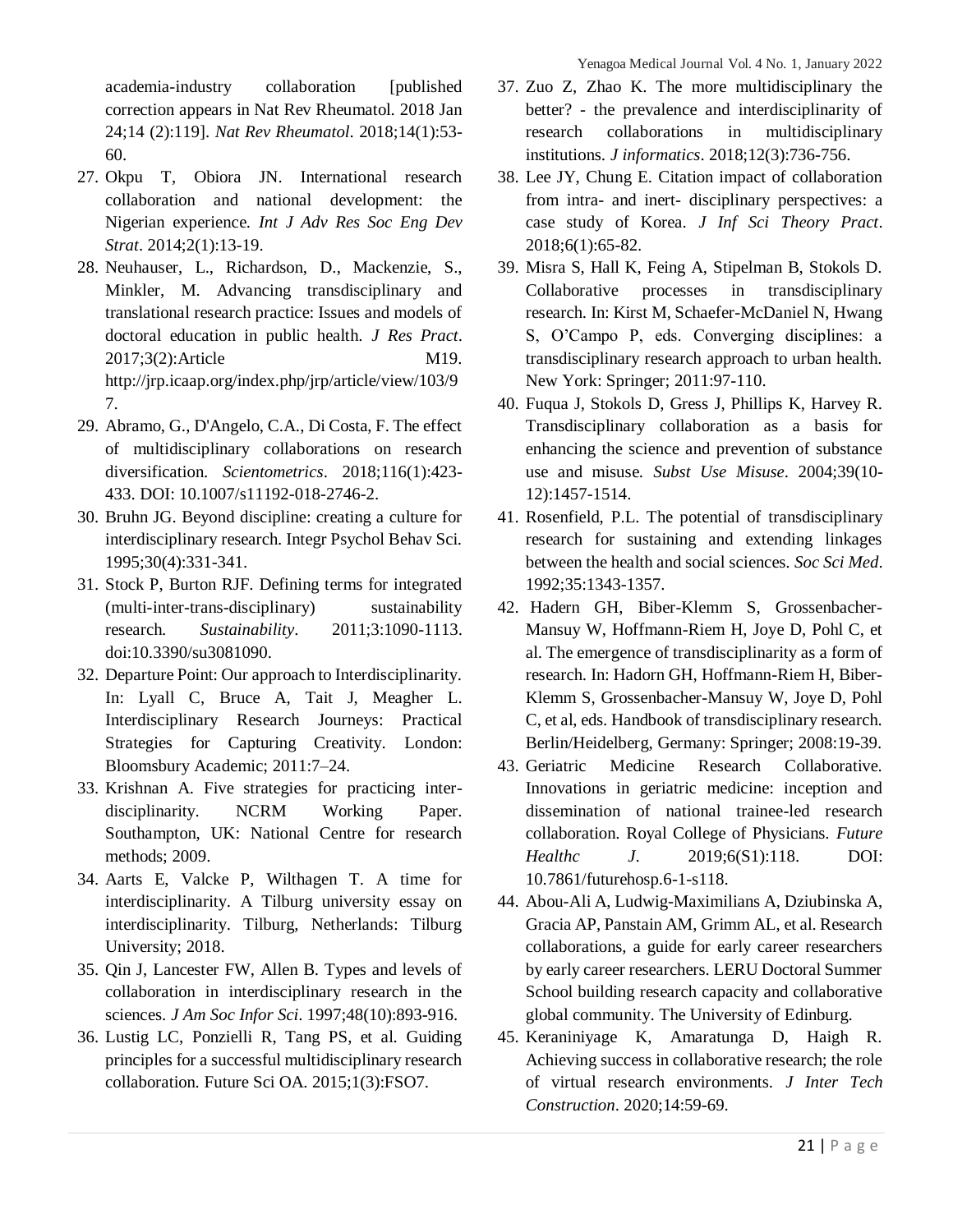academia-industry collaboration [published correction appears in Nat Rev Rheumatol. 2018 Jan 24;14 (2):119]. *Nat Rev Rheumatol*. 2018;14(1):53-60.

27. Okpu T, Obiora JN. International research collaboration and national development: the Nigerian experience. *Int J Adv Res Soc Eng Dev Strat*. 2014;2(1):13-19.
28. Neuhauser, L., Richardson, D., Mackenzie, S., Minkler, M. Advancing transdisciplinary and translational research practice: Issues and models of doctoral education in public health. *J Res Pract*. 2017;3(2):Article M19. http://jrp.icaap.org/index.php/jrp/article/view/103/97.
29. Abramo, G., D'Angelo, C.A., Di Costa, F. The effect of multidisciplinary collaborations on research diversification. *Scientometrics*. 2018;116(1):423-433. DOI: 10.1007/s11192-018-2746-2.
30. Bruhn JG. Beyond discipline: creating a culture for interdisciplinary research. Integr Psychol Behav Sci. 1995;30(4):331-341.
31. Stock P, Burton RJF. Defining terms for integrated (multi-inter-trans-disciplinary) sustainability research. *Sustainability*. 2011;3:1090-1113. doi:10.3390/su3081090.
32. Departure Point: Our approach to Interdisciplinarity. In: Lyall C, Bruce A, Tait J, Meagher L. Interdisciplinary Research Journeys: Practical Strategies for Capturing Creativity. London: Bloomsbury Academic; 2011:7–24.
33. Krishnan A. Five strategies for practicing inter-disciplinarity. NCRM Working Paper. Southampton, UK: National Centre for research methods; 2009.
34. Aarts E, Valcke P, Wilthagen T. A time for interdisciplinarity. A Tilburg university essay on interdisciplinarity. Tilburg, Netherlands: Tilburg University; 2018.
35. Qin J, Lancester FW, Allen B. Types and levels of collaboration in interdisciplinary research in the sciences. *J Am Soc Infor Sci*. 1997;48(10):893-916.
36. Lustig LC, Ponzielli R, Tang PS, et al. Guiding principles for a successful multidisciplinary research collaboration. Future Sci OA. 2015;1(3):FSO7.
37. Zuo Z, Zhao K. The more multidisciplinary the better? - the prevalence and interdisciplinarity of research collaborations in multidisciplinary institutions. *J informatics*. 2018;12(3):736-756.
38. Lee JY, Chung E. Citation impact of collaboration from intra- and inert- disciplinary perspectives: a case study of Korea. *J Inf Sci Theory Pract*. 2018;6(1):65-82.
39. Misra S, Hall K, Feing A, Stipelman B, Stokols D. Collaborative processes in transdisciplinary research. In: Kirst M, Schaefer-McDaniel N, Hwang S, O'Campo P, eds. Converging disciplines: a transdisciplinary research approach to urban health. New York: Springer; 2011:97-110.
40. Fuqua J, Stokols D, Gress J, Phillips K, Harvey R. Transdisciplinary collaboration as a basis for enhancing the science and prevention of substance use and misuse. *Subst Use Misuse*. 2004;39(10-12):1457-1514.
41. Rosenfield, P.L. The potential of transdisciplinary research for sustaining and extending linkages between the health and social sciences. *Soc Sci Med*. 1992;35:1343-1357.
42. Hadern GH, Biber-Klemm S, Grossenbacher-Mansuy W, Hoffmann-Riem H, Joye D, Pohl C, et al. The emergence of transdisciplinarity as a form of research. In: Hadorn GH, Hoffmann-Riem H, Biber-Klemm S, Grossenbacher-Mansuy W, Joye D, Pohl C, et al, eds. Handbook of transdisciplinary research. Berlin/Heidelberg, Germany: Springer; 2008:19-39.
43. Geriatric Medicine Research Collaborative. Innovations in geriatric medicine: inception and dissemination of national trainee-led research collaboration. Royal College of Physicians. *Future Healthc J*. 2019;6(S1):118. DOI: 10.7861/futurehosp.6-1-s118.
44. Abou-Ali A, Ludwig-Maximilians A, Dziubinska A, Gracia AP, Panstain AM, Grimm AL, et al. Research collaborations, a guide for early career researchers by early career researchers. LERU Doctoral Summer School building research capacity and collaborative global community. The University of Edinburg.
45. Keraniniyage K, Amaratunga D, Haigh R. Achieving success in collaborative research; the role of virtual research environments. *J Inter Tech Construction*. 2020;14:59-69.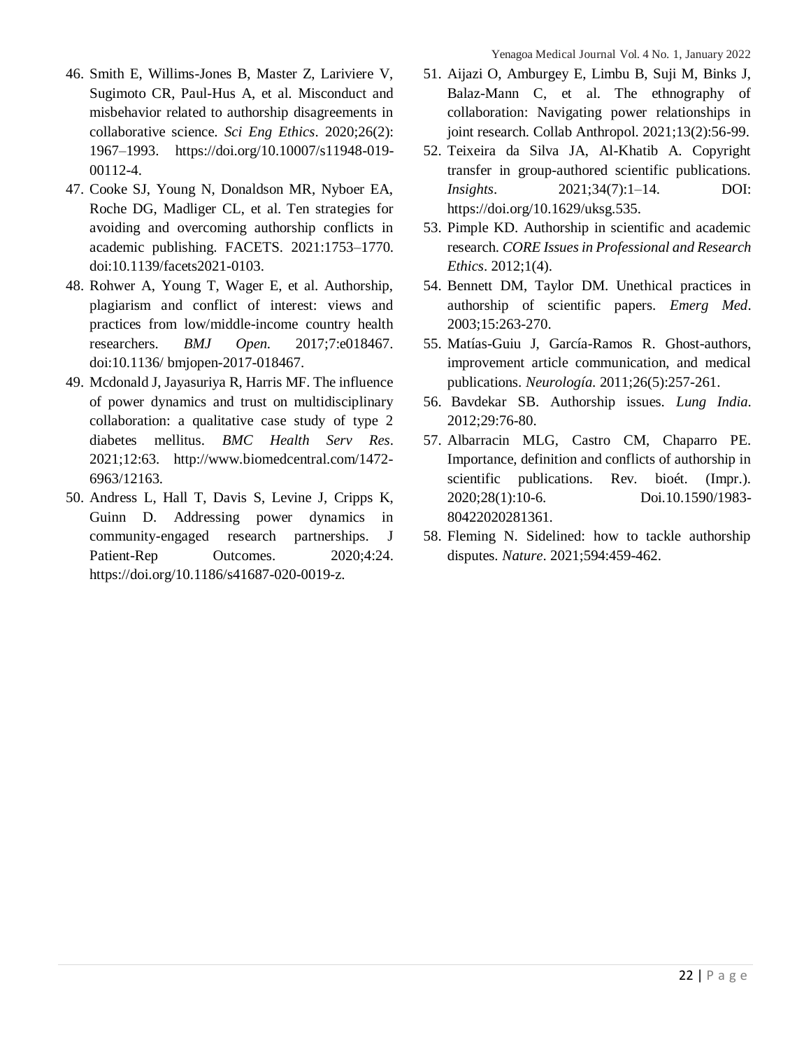46. Smith E, Willims-Jones B, Master Z, Lariviere V, Sugimoto CR, Paul-Hus A, et al. Misconduct and misbehavior related to authorship disagreements in collaborative science. *Sci Eng Ethics*. 2020;26(2): 1967–1993. https://doi.org/10.10007/s11948-019-00112-4.
47. Cooke SJ, Young N, Donaldson MR, Nyboer EA, Roche DG, Madliger CL, et al. Ten strategies for avoiding and overcoming authorship conflicts in academic publishing. FACETS. 2021:1753–1770. doi:10.1139/facets2021-0103.
48. Rohwer A, Young T, Wager E, et al. Authorship, plagiarism and conflict of interest: views and practices from low/middle-income country health researchers. *BMJ Open.* 2017;7:e018467. doi:10.1136/ bmjopen-2017-018467.
49. Mcdonald J, Jayasuriya R, Harris MF. The influence of power dynamics and trust on multidisciplinary collaboration: a qualitative case study of type 2 diabetes mellitus. *BMC Health Serv Res*. 2021;12:63. http://www.biomedcentral.com/1472-6963/12163.
50. Andress L, Hall T, Davis S, Levine J, Cripps K, Guinn D. Addressing power dynamics in community-engaged research partnerships. J Patient-Rep Outcomes. 2020;4:24. https://doi.org/10.1186/s41687-020-0019-z.
51. Aijazi O, Amburgey E, Limbu B, Suji M, Binks J, Balaz-Mann C, et al. The ethnography of collaboration: Navigating power relationships in joint research. Collab Anthropol. 2021;13(2):56-99.
52. Teixeira da Silva JA, Al-Khatib A. Copyright transfer in group-authored scientific publications. *Insights*. 2021;34(7):1–14. DOI: https://doi.org/10.1629/uksg.535.
53. Pimple KD. Authorship in scientific and academic research. *CORE Issues in Professional and Research Ethics*. 2012;1(4).
54. Bennett DM, Taylor DM. Unethical practices in authorship of scientific papers. *Emerg Med*. 2003;15:263-270.
55. Matías-Guiu J, García-Ramos R. Ghost-authors, improvement article communication, and medical publications. *Neurología.* 2011;26(5):257-261.
56. Bavdekar SB. Authorship issues. *Lung India*. 2012;29:76-80.
57. Albarracin MLG, Castro CM, Chaparro PE. Importance, definition and conflicts of authorship in scientific publications. Rev. bioét. (Impr.). 2020;28(1):10-6. Doi.10.1590/1983-80422020281361.
58. Fleming N. Sidelined: how to tackle authorship disputes. *Nature*. 2021;594:459-462.